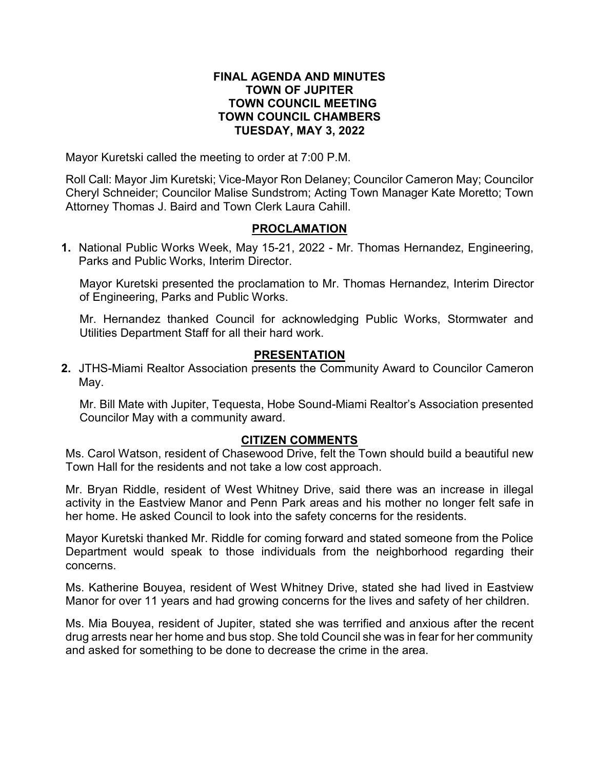# FINAL AGENDA AND MINUTES
# TOWN OF JUPITER
# TOWN COUNCIL MEETING
# TOWN COUNCIL CHAMBERS
# TUESDAY, MAY 3, 2022

Mayor Kuretski called the meeting to order at 7:00 P.M.

Roll Call: Mayor Jim Kuretski; Vice-Mayor Ron Delaney; Councilor Cameron May; Councilor Cheryl Schneider; Councilor Malise Sundstrom; Acting Town Manager Kate Moretto; Town Attorney Thomas J. Baird and Town Clerk Laura Cahill.

## PROCLAMATION

**1.** National Public Works Week, May 15-21, 2022 - Mr. Thomas Hernandez, Engineering, Parks and Public Works, Interim Director.

Mayor Kuretski presented the proclamation to Mr. Thomas Hernandez, Interim Director of Engineering, Parks and Public Works.

Mr. Hernandez thanked Council for acknowledging Public Works, Stormwater and Utilities Department Staff for all their hard work.

## PRESENTATION

**2.** JTHS-Miami Realtor Association presents the Community Award to Councilor Cameron May.

Mr. Bill Mate with Jupiter, Tequesta, Hobe Sound-Miami Realtor's Association presented Councilor May with a community award.

## CITIZEN COMMENTS

Ms. Carol Watson, resident of Chasewood Drive, felt the Town should build a beautiful new Town Hall for the residents and not take a low cost approach.

Mr. Bryan Riddle, resident of West Whitney Drive, said there was an increase in illegal activity in the Eastview Manor and Penn Park areas and his mother no longer felt safe in her home. He asked Council to look into the safety concerns for the residents.

Mayor Kuretski thanked Mr. Riddle for coming forward and stated someone from the Police Department would speak to those individuals from the neighborhood regarding their concerns.

Ms. Katherine Bouyea, resident of West Whitney Drive, stated she had lived in Eastview Manor for over 11 years and had growing concerns for the lives and safety of her children.

Ms. Mia Bouyea, resident of Jupiter, stated she was terrified and anxious after the recent drug arrests near her home and bus stop. She told Council she was in fear for her community and asked for something to be done to decrease the crime in the area.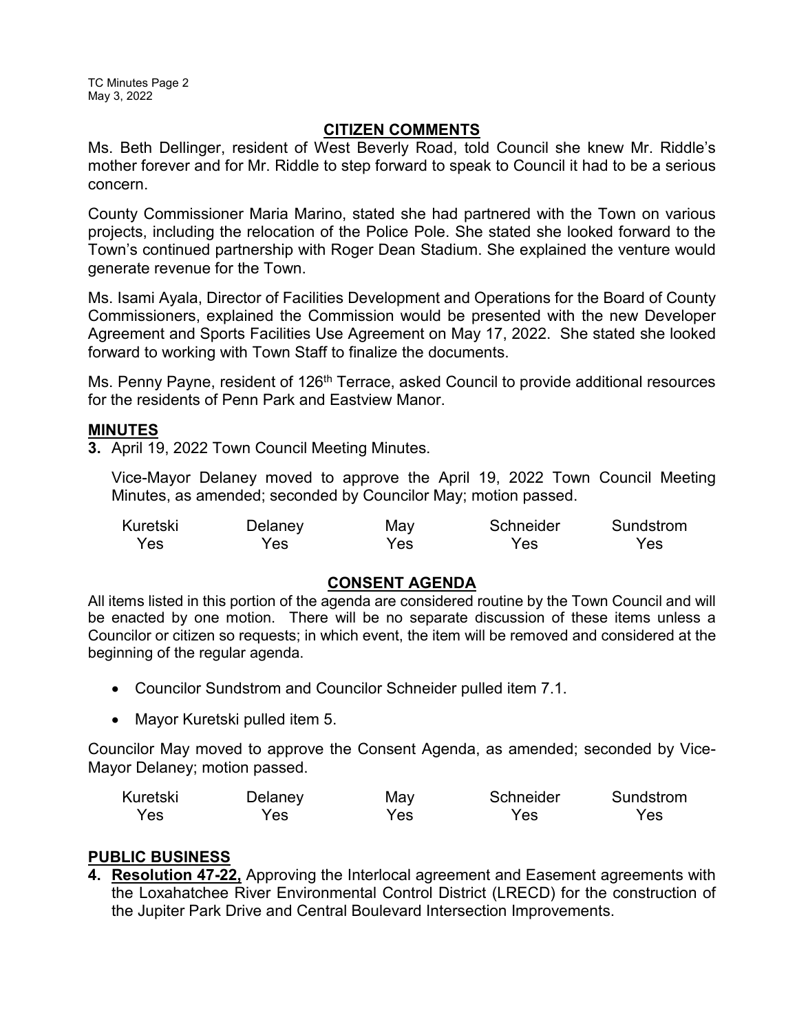## CITIZEN COMMENTS

Ms. Beth Dellinger, resident of West Beverly Road, told Council she knew Mr. Riddle's mother forever and for Mr. Riddle to step forward to speak to Council it had to be a serious concern.

County Commissioner Maria Marino, stated she had partnered with the Town on various projects, including the relocation of the Police Pole. She stated she looked forward to the Town's continued partnership with Roger Dean Stadium. She explained the venture would generate revenue for the Town.

Ms. Isami Ayala, Director of Facilities Development and Operations for the Board of County Commissioners, explained the Commission would be presented with the new Developer Agreement and Sports Facilities Use Agreement on May 17, 2022. She stated she looked forward to working with Town Staff to finalize the documents.

Ms. Penny Payne, resident of 126th Terrace, asked Council to provide additional resources for the residents of Penn Park and Eastview Manor.

## MINUTES

**3.** April 19, 2022 Town Council Meeting Minutes.

Vice-Mayor Delaney moved to approve the April 19, 2022 Town Council Meeting Minutes, as amended; seconded by Councilor May; motion passed.

| Kuretski | Delaney | May | Schneider | Sundstrom |
|---|---|---|---|---|
| Yes | Yes | Yes | Yes | Yes |

## CONSENT AGENDA

All items listed in this portion of the agenda are considered routine by the Town Council and will be enacted by one motion. There will be no separate discussion of these items unless a Councilor or citizen so requests; in which event, the item will be removed and considered at the beginning of the regular agenda.

- Councilor Sundstrom and Councilor Schneider pulled item 7.1.
- Mayor Kuretski pulled item 5.

Councilor May moved to approve the Consent Agenda, as amended; seconded by Vice-Mayor Delaney; motion passed.

| Kuretski | Delaney | May | Schneider | Sundstrom |
|---|---|---|---|---|
| Yes | Yes | Yes | Yes | Yes |

## PUBLIC BUSINESS

**4. Resolution 47-22,** Approving the Interlocal agreement and Easement agreements with the Loxahatchee River Environmental Control District (LRECD) for the construction of the Jupiter Park Drive and Central Boulevard Intersection Improvements.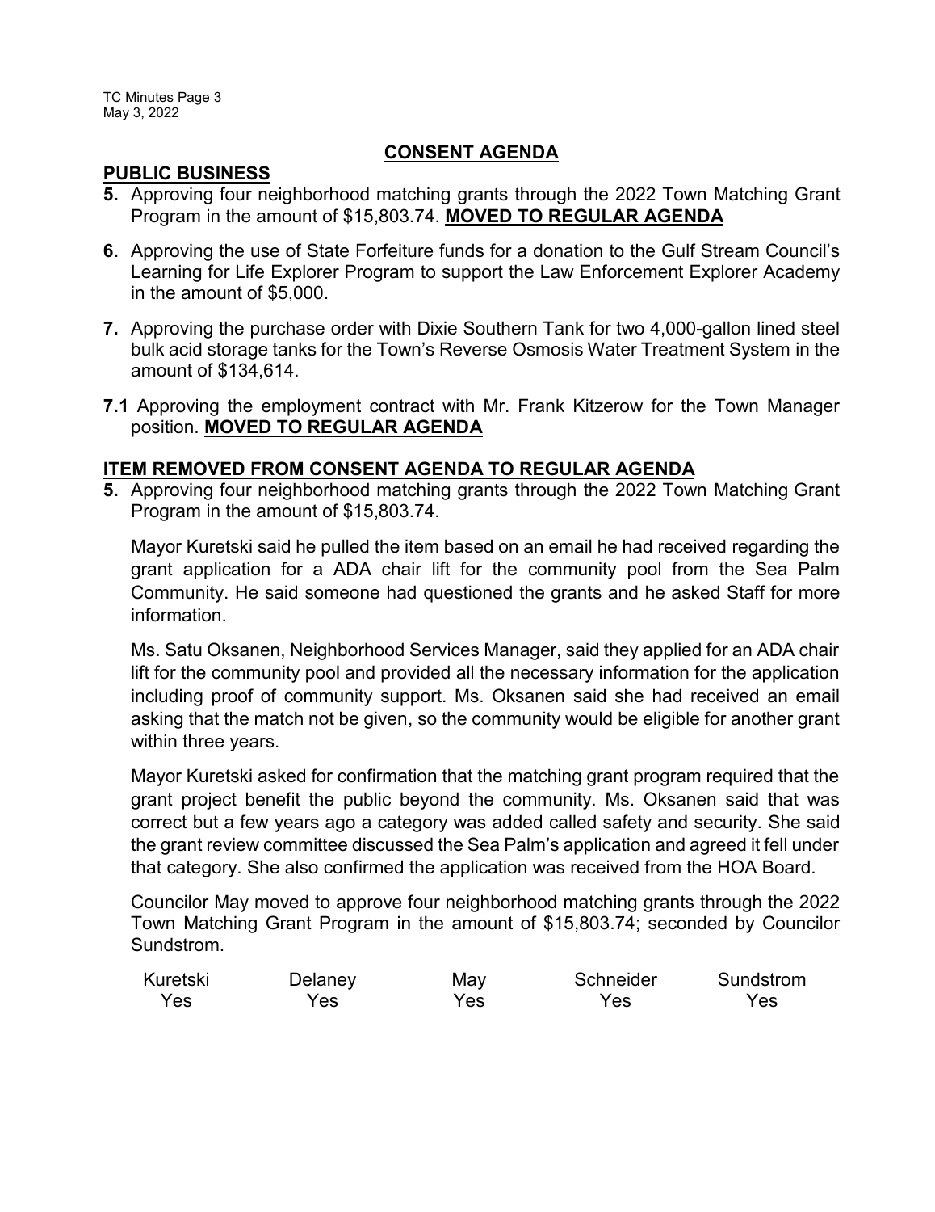## CONSENT AGENDA

### PUBLIC BUSINESS

**5.** Approving four neighborhood matching grants through the 2022 Town Matching Grant Program in the amount of $15,803.74. **MOVED TO REGULAR AGENDA**

**6.** Approving the use of State Forfeiture funds for a donation to the Gulf Stream Council's Learning for Life Explorer Program to support the Law Enforcement Explorer Academy in the amount of $5,000.

**7.** Approving the purchase order with Dixie Southern Tank for two 4,000-gallon lined steel bulk acid storage tanks for the Town's Reverse Osmosis Water Treatment System in the amount of $134,614.

**7.1** Approving the employment contract with Mr. Frank Kitzerow for the Town Manager position. **MOVED TO REGULAR AGENDA**

### ITEM REMOVED FROM CONSENT AGENDA TO REGULAR AGENDA

**5.** Approving four neighborhood matching grants through the 2022 Town Matching Grant Program in the amount of $15,803.74.

Mayor Kuretski said he pulled the item based on an email he had received regarding the grant application for a ADA chair lift for the community pool from the Sea Palm Community. He said someone had questioned the grants and he asked Staff for more information.

Ms. Satu Oksanen, Neighborhood Services Manager, said they applied for an ADA chair lift for the community pool and provided all the necessary information for the application including proof of community support. Ms. Oksanen said she had received an email asking that the match not be given, so the community would be eligible for another grant within three years.

Mayor Kuretski asked for confirmation that the matching grant program required that the grant project benefit the public beyond the community. Ms. Oksanen said that was correct but a few years ago a category was added called safety and security. She said the grant review committee discussed the Sea Palm's application and agreed it fell under that category. She also confirmed the application was received from the HOA Board.

Councilor May moved to approve four neighborhood matching grants through the 2022 Town Matching Grant Program in the amount of $15,803.74; seconded by Councilor Sundstrom.

| Kuretski | Delaney | May | Schneider | Sundstrom |
|---|---|---|---|---|
| Yes | Yes | Yes | Yes | Yes |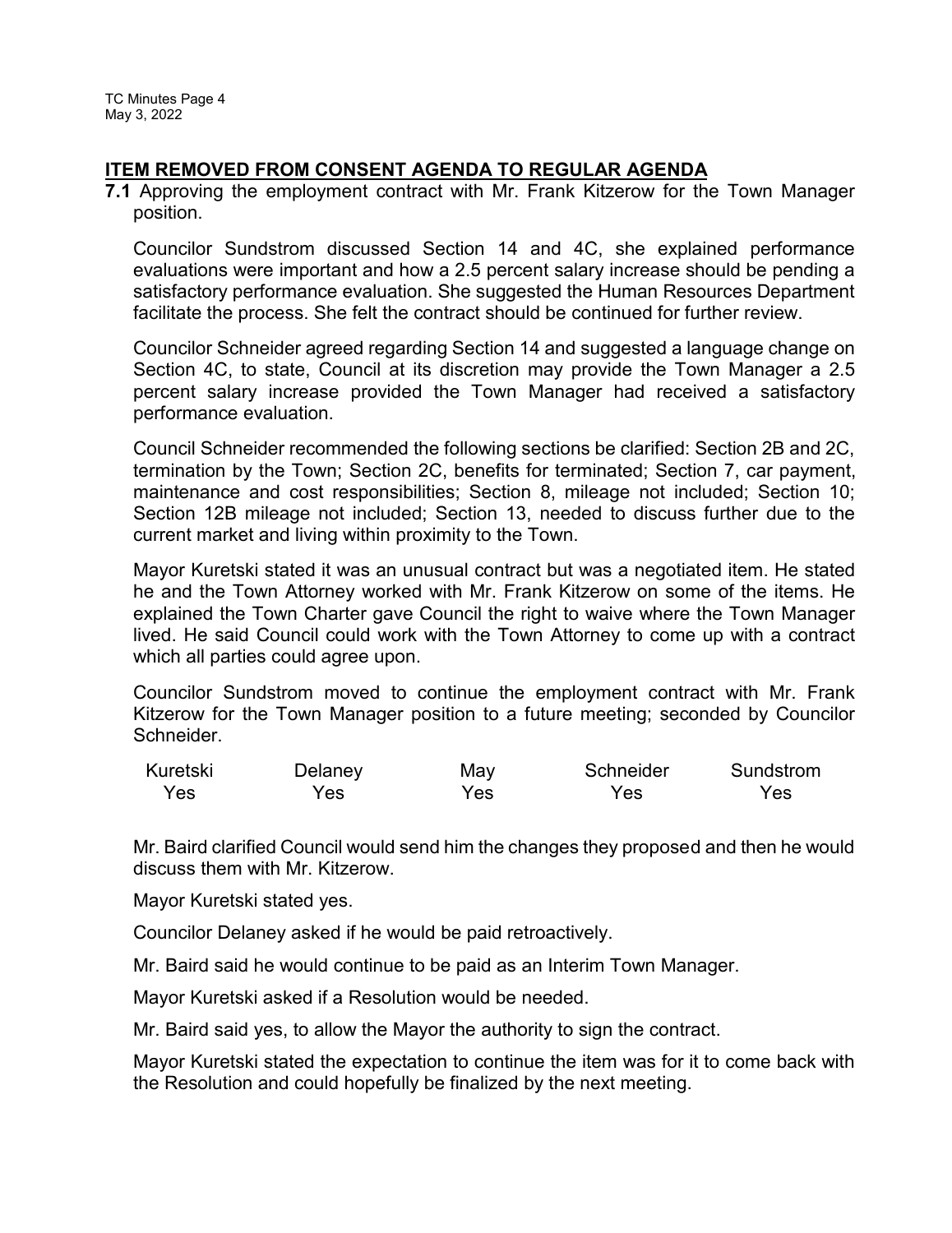## ITEM REMOVED FROM CONSENT AGENDA TO REGULAR AGENDA

**7.1** Approving the employment contract with Mr. Frank Kitzerow for the Town Manager position.

Councilor Sundstrom discussed Section 14 and 4C, she explained performance evaluations were important and how a 2.5 percent salary increase should be pending a satisfactory performance evaluation. She suggested the Human Resources Department facilitate the process. She felt the contract should be continued for further review.

Councilor Schneider agreed regarding Section 14 and suggested a language change on Section 4C, to state, Council at its discretion may provide the Town Manager a 2.5 percent salary increase provided the Town Manager had received a satisfactory performance evaluation.

Council Schneider recommended the following sections be clarified: Section 2B and 2C, termination by the Town; Section 2C, benefits for terminated; Section 7, car payment, maintenance and cost responsibilities; Section 8, mileage not included; Section 10; Section 12B mileage not included; Section 13, needed to discuss further due to the current market and living within proximity to the Town.

Mayor Kuretski stated it was an unusual contract but was a negotiated item. He stated he and the Town Attorney worked with Mr. Frank Kitzerow on some of the items. He explained the Town Charter gave Council the right to waive where the Town Manager lived. He said Council could work with the Town Attorney to come up with a contract which all parties could agree upon.

Councilor Sundstrom moved to continue the employment contract with Mr. Frank Kitzerow for the Town Manager position to a future meeting; seconded by Councilor Schneider.

| Kuretski | Delaney | May | Schneider | Sundstrom |
|---|---|---|---|---|
| Yes | Yes | Yes | Yes | Yes |

Mr. Baird clarified Council would send him the changes they proposed and then he would discuss them with Mr. Kitzerow.

Mayor Kuretski stated yes.

Councilor Delaney asked if he would be paid retroactively.

Mr. Baird said he would continue to be paid as an Interim Town Manager.

Mayor Kuretski asked if a Resolution would be needed.

Mr. Baird said yes, to allow the Mayor the authority to sign the contract.

Mayor Kuretski stated the expectation to continue the item was for it to come back with the Resolution and could hopefully be finalized by the next meeting.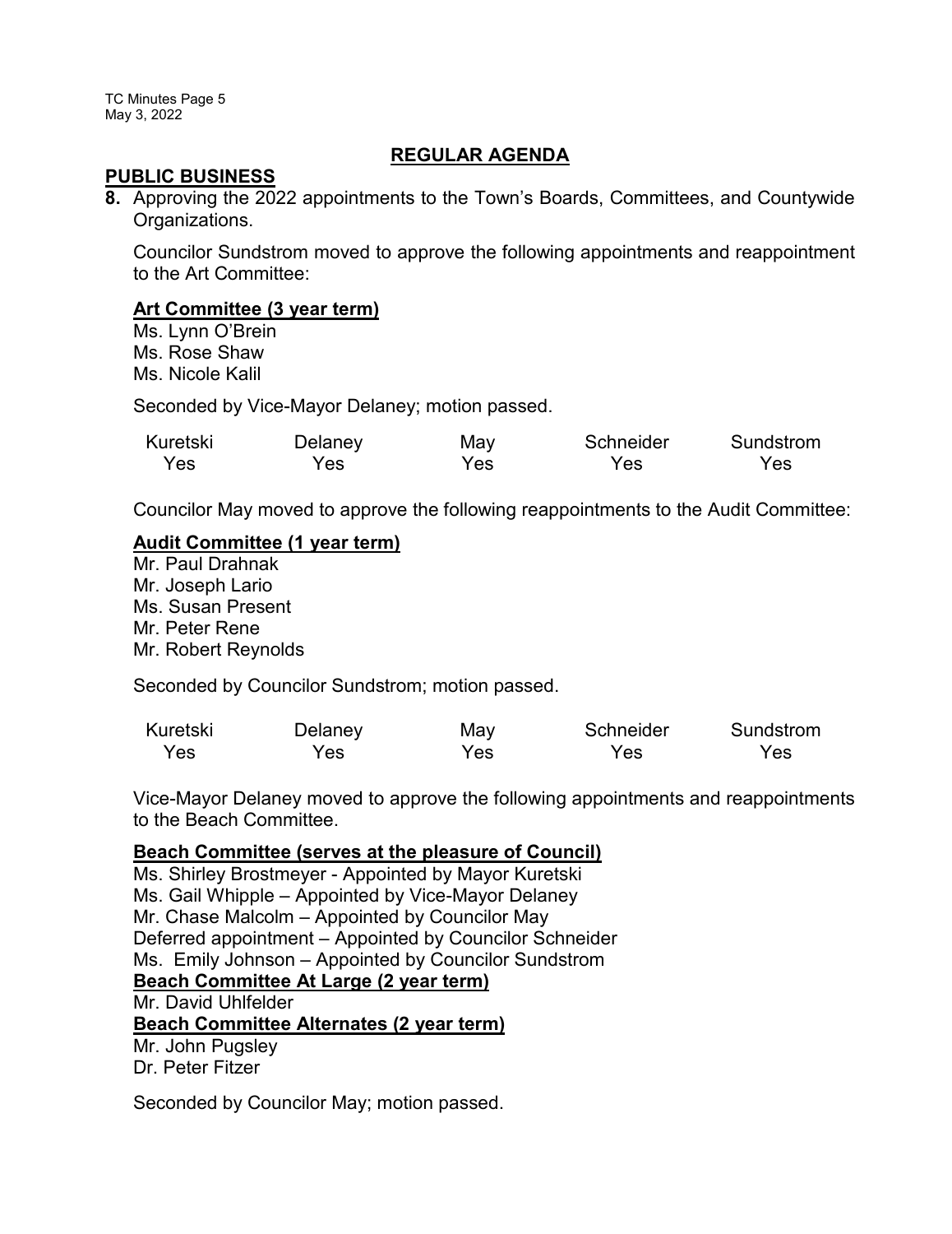## REGULAR AGENDA

### PUBLIC BUSINESS

**8.** Approving the 2022 appointments to the Town's Boards, Committees, and Countywide Organizations.

Councilor Sundstrom moved to approve the following appointments and reappointment to the Art Committee:

**Art Committee (3 year term)**

Ms. Lynn O'Brein
Ms. Rose Shaw
Ms. Nicole Kalil

Seconded by Vice-Mayor Delaney; motion passed.

| Kuretski | Delaney | May | Schneider | Sundstrom |
|---|---|---|---|---|
| Yes | Yes | Yes | Yes | Yes |

Councilor May moved to approve the following reappointments to the Audit Committee:

**Audit Committee (1 year term)**

Mr. Paul Drahnak
Mr. Joseph Lario
Ms. Susan Present
Mr. Peter Rene
Mr. Robert Reynolds

Seconded by Councilor Sundstrom; motion passed.

| Kuretski | Delaney | May | Schneider | Sundstrom |
|---|---|---|---|---|
| Yes | Yes | Yes | Yes | Yes |

Vice-Mayor Delaney moved to approve the following appointments and reappointments to the Beach Committee.

**Beach Committee (serves at the pleasure of Council)**

Ms. Shirley Brostmeyer - Appointed by Mayor Kuretski
Ms. Gail Whipple – Appointed by Vice-Mayor Delaney
Mr. Chase Malcolm – Appointed by Councilor May
Deferred appointment – Appointed by Councilor Schneider
Ms. Emily Johnson – Appointed by Councilor Sundstrom

**Beach Committee At Large (2 year term)**

Mr. David Uhlfelder

**Beach Committee Alternates (2 year term)**

Mr. John Pugsley
Dr. Peter Fitzer

Seconded by Councilor May; motion passed.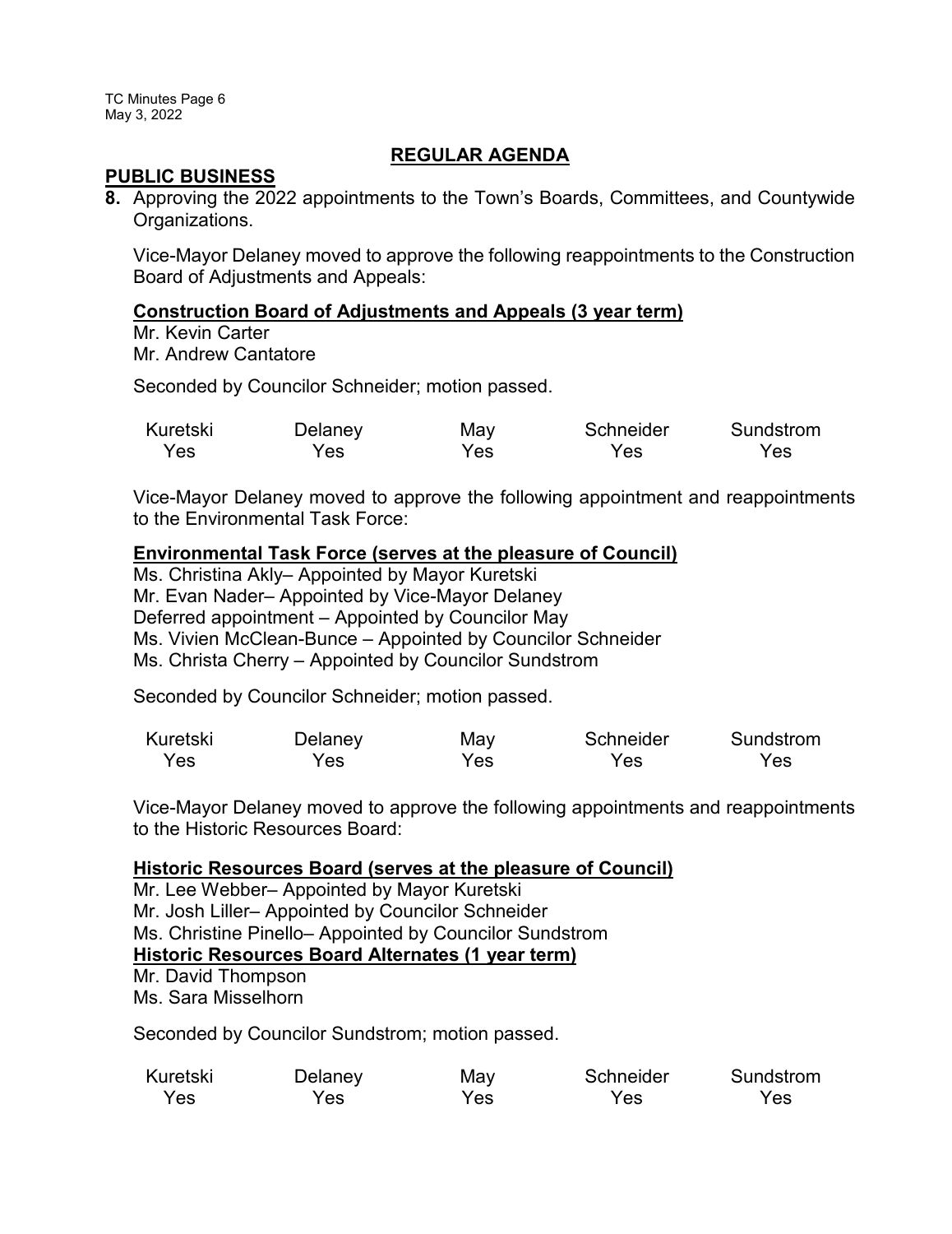## REGULAR AGENDA

### PUBLIC BUSINESS

**8.** Approving the 2022 appointments to the Town's Boards, Committees, and Countywide Organizations.

Vice-Mayor Delaney moved to approve the following reappointments to the Construction Board of Adjustments and Appeals:

**Construction Board of Adjustments and Appeals (3 year term)**

Mr. Kevin Carter
Mr. Andrew Cantatore

Seconded by Councilor Schneider; motion passed.

| Kuretski | Delaney | May | Schneider | Sundstrom |
|---|---|---|---|---|
| Yes | Yes | Yes | Yes | Yes |

Vice-Mayor Delaney moved to approve the following appointment and reappointments to the Environmental Task Force:

**Environmental Task Force (serves at the pleasure of Council)**

Ms. Christina Akly– Appointed by Mayor Kuretski
Mr. Evan Nader– Appointed by Vice-Mayor Delaney
Deferred appointment – Appointed by Councilor May
Ms. Vivien McClean-Bunce – Appointed by Councilor Schneider
Ms. Christa Cherry – Appointed by Councilor Sundstrom

Seconded by Councilor Schneider; motion passed.

| Kuretski | Delaney | May | Schneider | Sundstrom |
|---|---|---|---|---|
| Yes | Yes | Yes | Yes | Yes |

Vice-Mayor Delaney moved to approve the following appointments and reappointments to the Historic Resources Board:

**Historic Resources Board (serves at the pleasure of Council)**

Mr. Lee Webber– Appointed by Mayor Kuretski
Mr. Josh Liller– Appointed by Councilor Schneider
Ms. Christine Pinello– Appointed by Councilor Sundstrom

**Historic Resources Board Alternates (1 year term)**

Mr. David Thompson
Ms. Sara Misselhorn

Seconded by Councilor Sundstrom; motion passed.

| Kuretski | Delaney | May | Schneider | Sundstrom |
|---|---|---|---|---|
| Yes | Yes | Yes | Yes | Yes |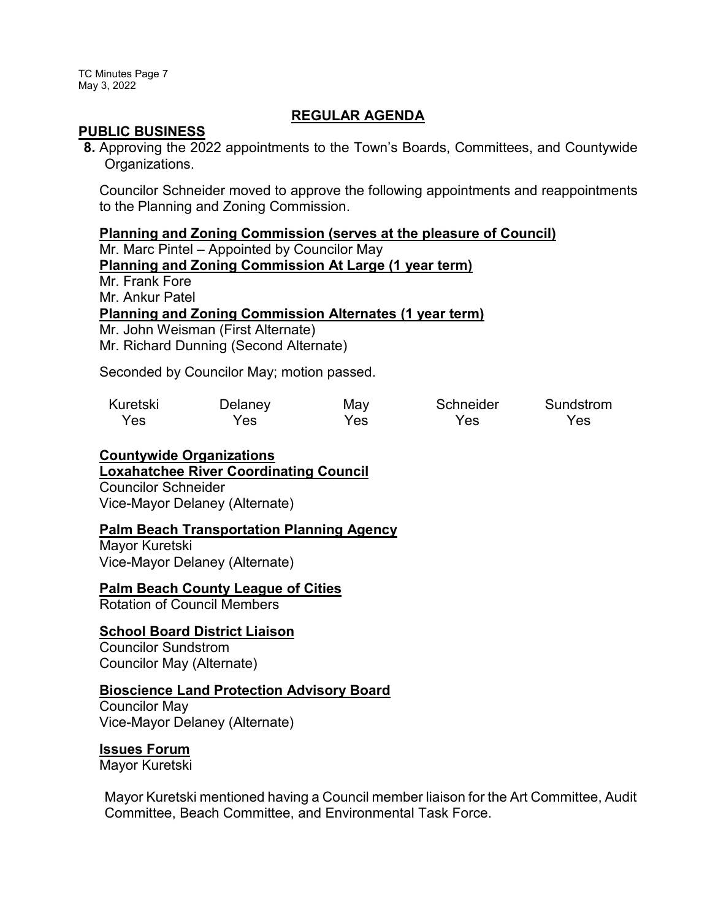## REGULAR AGENDA

### PUBLIC BUSINESS

**8.** Approving the 2022 appointments to the Town's Boards, Committees, and Countywide Organizations.

Councilor Schneider moved to approve the following appointments and reappointments to the Planning and Zoning Commission.

**Planning and Zoning Commission (serves at the pleasure of Council)**
Mr. Marc Pintel – Appointed by Councilor May
**Planning and Zoning Commission At Large (1 year term)**
Mr. Frank Fore
Mr. Ankur Patel
**Planning and Zoning Commission Alternates (1 year term)**
Mr. John Weisman (First Alternate)
Mr. Richard Dunning (Second Alternate)

Seconded by Councilor May; motion passed.

| Kuretski | Delaney | May | Schneider | Sundstrom |
|---|---|---|---|---|
| Yes | Yes | Yes | Yes | Yes |

**Countywide Organizations**
**Loxahatchee River Coordinating Council**
Councilor Schneider
Vice-Mayor Delaney (Alternate)

**Palm Beach Transportation Planning Agency**
Mayor Kuretski
Vice-Mayor Delaney (Alternate)

**Palm Beach County League of Cities**
Rotation of Council Members

**School Board District Liaison**
Councilor Sundstrom
Councilor May (Alternate)

**Bioscience Land Protection Advisory Board**
Councilor May
Vice-Mayor Delaney (Alternate)

**Issues Forum**
Mayor Kuretski

Mayor Kuretski mentioned having a Council member liaison for the Art Committee, Audit Committee, Beach Committee, and Environmental Task Force.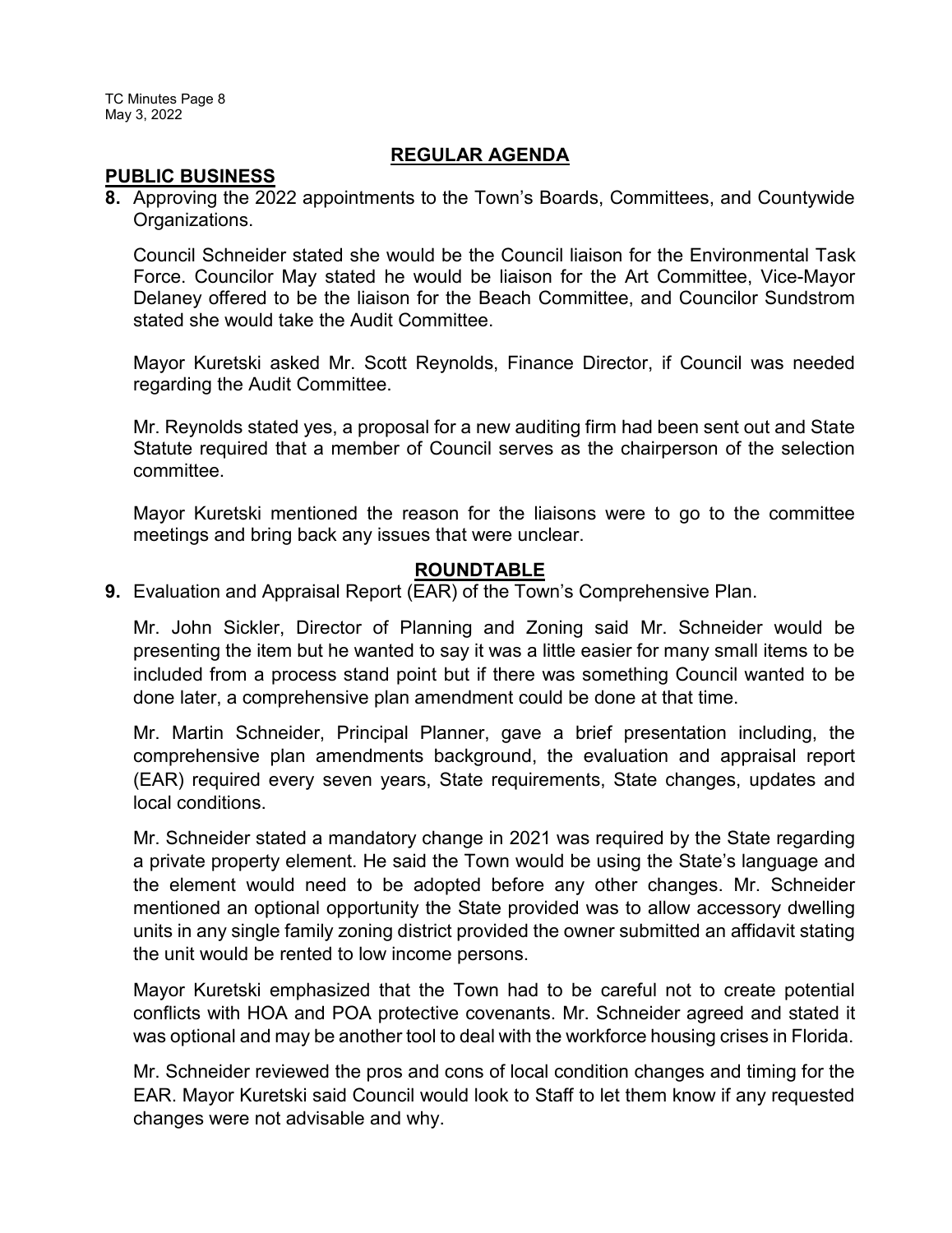## REGULAR AGENDA

### PUBLIC BUSINESS

**8.** Approving the 2022 appointments to the Town's Boards, Committees, and Countywide Organizations.

Council Schneider stated she would be the Council liaison for the Environmental Task Force. Councilor May stated he would be liaison for the Art Committee, Vice-Mayor Delaney offered to be the liaison for the Beach Committee, and Councilor Sundstrom stated she would take the Audit Committee.

Mayor Kuretski asked Mr. Scott Reynolds, Finance Director, if Council was needed regarding the Audit Committee.

Mr. Reynolds stated yes, a proposal for a new auditing firm had been sent out and State Statute required that a member of Council serves as the chairperson of the selection committee.

Mayor Kuretski mentioned the reason for the liaisons were to go to the committee meetings and bring back any issues that were unclear.

## ROUNDTABLE

**9.** Evaluation and Appraisal Report (EAR) of the Town's Comprehensive Plan.

Mr. John Sickler, Director of Planning and Zoning said Mr. Schneider would be presenting the item but he wanted to say it was a little easier for many small items to be included from a process stand point but if there was something Council wanted to be done later, a comprehensive plan amendment could be done at that time.

Mr. Martin Schneider, Principal Planner, gave a brief presentation including, the comprehensive plan amendments background, the evaluation and appraisal report (EAR) required every seven years, State requirements, State changes, updates and local conditions.

Mr. Schneider stated a mandatory change in 2021 was required by the State regarding a private property element. He said the Town would be using the State's language and the element would need to be adopted before any other changes. Mr. Schneider mentioned an optional opportunity the State provided was to allow accessory dwelling units in any single family zoning district provided the owner submitted an affidavit stating the unit would be rented to low income persons.

Mayor Kuretski emphasized that the Town had to be careful not to create potential conflicts with HOA and POA protective covenants. Mr. Schneider agreed and stated it was optional and may be another tool to deal with the workforce housing crises in Florida.

Mr. Schneider reviewed the pros and cons of local condition changes and timing for the EAR. Mayor Kuretski said Council would look to Staff to let them know if any requested changes were not advisable and why.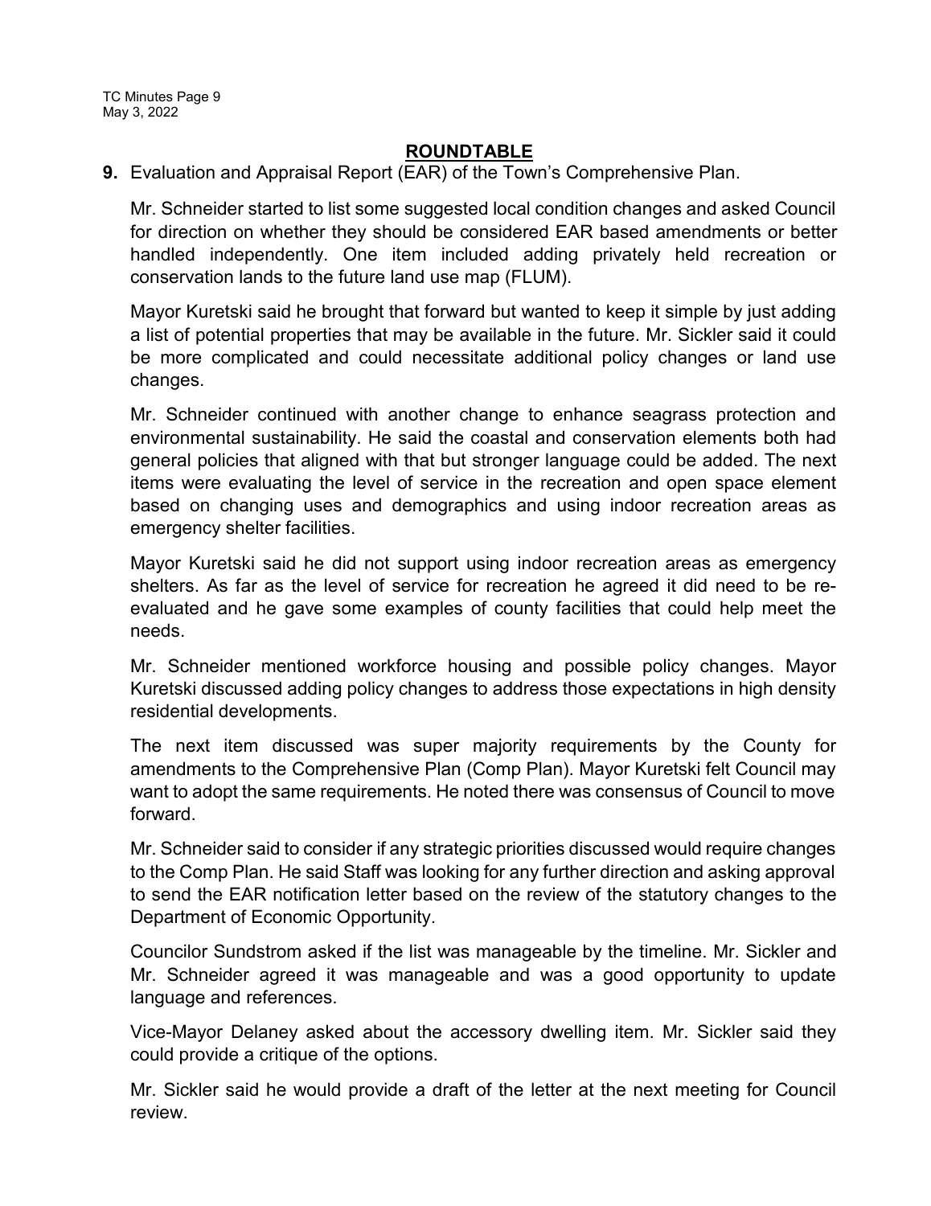## ROUNDTABLE

**9.** Evaluation and Appraisal Report (EAR) of the Town's Comprehensive Plan.

Mr. Schneider started to list some suggested local condition changes and asked Council for direction on whether they should be considered EAR based amendments or better handled independently. One item included adding privately held recreation or conservation lands to the future land use map (FLUM).

Mayor Kuretski said he brought that forward but wanted to keep it simple by just adding a list of potential properties that may be available in the future. Mr. Sickler said it could be more complicated and could necessitate additional policy changes or land use changes.

Mr. Schneider continued with another change to enhance seagrass protection and environmental sustainability. He said the coastal and conservation elements both had general policies that aligned with that but stronger language could be added. The next items were evaluating the level of service in the recreation and open space element based on changing uses and demographics and using indoor recreation areas as emergency shelter facilities.

Mayor Kuretski said he did not support using indoor recreation areas as emergency shelters. As far as the level of service for recreation he agreed it did need to be re-evaluated and he gave some examples of county facilities that could help meet the needs.

Mr. Schneider mentioned workforce housing and possible policy changes. Mayor Kuretski discussed adding policy changes to address those expectations in high density residential developments.

The next item discussed was super majority requirements by the County for amendments to the Comprehensive Plan (Comp Plan). Mayor Kuretski felt Council may want to adopt the same requirements. He noted there was consensus of Council to move forward.

Mr. Schneider said to consider if any strategic priorities discussed would require changes to the Comp Plan. He said Staff was looking for any further direction and asking approval to send the EAR notification letter based on the review of the statutory changes to the Department of Economic Opportunity.

Councilor Sundstrom asked if the list was manageable by the timeline. Mr. Sickler and Mr. Schneider agreed it was manageable and was a good opportunity to update language and references.

Vice-Mayor Delaney asked about the accessory dwelling item. Mr. Sickler said they could provide a critique of the options.

Mr. Sickler said he would provide a draft of the letter at the next meeting for Council review.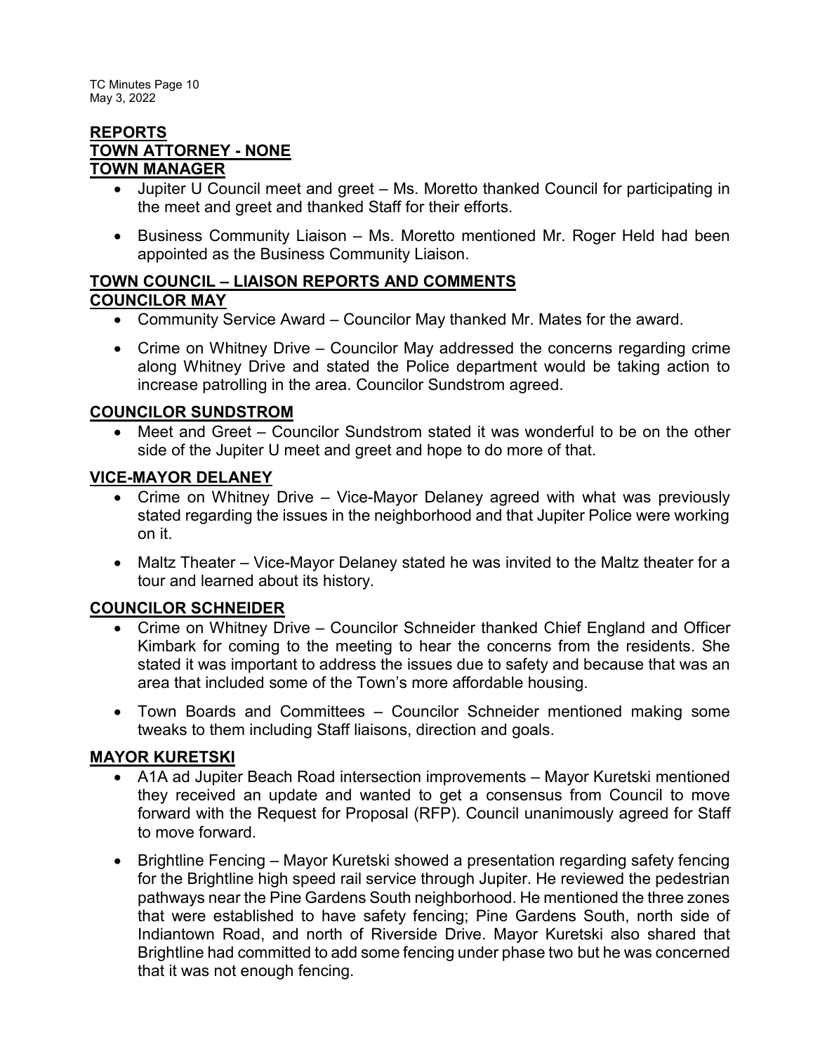## REPORTS

## TOWN ATTORNEY - NONE

## TOWN MANAGER

- Jupiter U Council meet and greet – Ms. Moretto thanked Council for participating in the meet and greet and thanked Staff for their efforts.
- Business Community Liaison – Ms. Moretto mentioned Mr. Roger Held had been appointed as the Business Community Liaison.

## TOWN COUNCIL – LIAISON REPORTS AND COMMENTS

### COUNCILOR MAY

- Community Service Award – Councilor May thanked Mr. Mates for the award.
- Crime on Whitney Drive – Councilor May addressed the concerns regarding crime along Whitney Drive and stated the Police department would be taking action to increase patrolling in the area. Councilor Sundstrom agreed.

### COUNCILOR SUNDSTROM

- Meet and Greet – Councilor Sundstrom stated it was wonderful to be on the other side of the Jupiter U meet and greet and hope to do more of that.

### VICE-MAYOR DELANEY

- Crime on Whitney Drive – Vice-Mayor Delaney agreed with what was previously stated regarding the issues in the neighborhood and that Jupiter Police were working on it.
- Maltz Theater – Vice-Mayor Delaney stated he was invited to the Maltz theater for a tour and learned about its history.

### COUNCILOR SCHNEIDER

- Crime on Whitney Drive – Councilor Schneider thanked Chief England and Officer Kimbark for coming to the meeting to hear the concerns from the residents. She stated it was important to address the issues due to safety and because that was an area that included some of the Town's more affordable housing.
- Town Boards and Committees – Councilor Schneider mentioned making some tweaks to them including Staff liaisons, direction and goals.

### MAYOR KURETSKI

- A1A ad Jupiter Beach Road intersection improvements – Mayor Kuretski mentioned they received an update and wanted to get a consensus from Council to move forward with the Request for Proposal (RFP). Council unanimously agreed for Staff to move forward.
- Brightline Fencing – Mayor Kuretski showed a presentation regarding safety fencing for the Brightline high speed rail service through Jupiter. He reviewed the pedestrian pathways near the Pine Gardens South neighborhood. He mentioned the three zones that were established to have safety fencing; Pine Gardens South, north side of Indiantown Road, and north of Riverside Drive. Mayor Kuretski also shared that Brightline had committed to add some fencing under phase two but he was concerned that it was not enough fencing.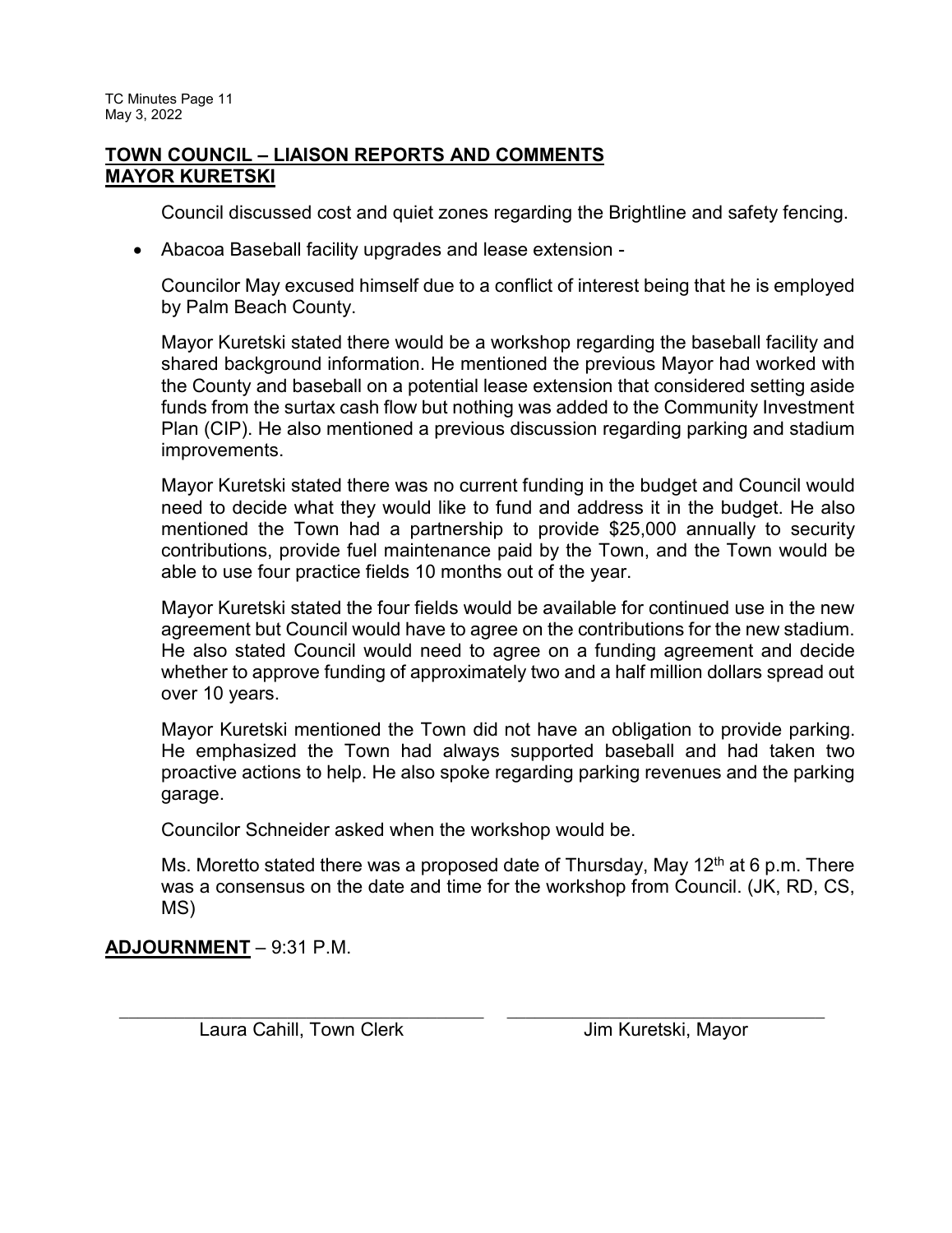## TOWN COUNCIL – LIAISON REPORTS AND COMMENTS

## MAYOR KURETSKI

Council discussed cost and quiet zones regarding the Brightline and safety fencing.

- Abacoa Baseball facility upgrades and lease extension -

Councilor May excused himself due to a conflict of interest being that he is employed by Palm Beach County.

Mayor Kuretski stated there would be a workshop regarding the baseball facility and shared background information. He mentioned the previous Mayor had worked with the County and baseball on a potential lease extension that considered setting aside funds from the surtax cash flow but nothing was added to the Community Investment Plan (CIP). He also mentioned a previous discussion regarding parking and stadium improvements.

Mayor Kuretski stated there was no current funding in the budget and Council would need to decide what they would like to fund and address it in the budget. He also mentioned the Town had a partnership to provide $25,000 annually to security contributions, provide fuel maintenance paid by the Town, and the Town would be able to use four practice fields 10 months out of the year.

Mayor Kuretski stated the four fields would be available for continued use in the new agreement but Council would have to agree on the contributions for the new stadium. He also stated Council would need to agree on a funding agreement and decide whether to approve funding of approximately two and a half million dollars spread out over 10 years.

Mayor Kuretski mentioned the Town did not have an obligation to provide parking. He emphasized the Town had always supported baseball and had taken two proactive actions to help. He also spoke regarding parking revenues and the parking garage.

Councilor Schneider asked when the workshop would be.

Ms. Moretto stated there was a proposed date of Thursday, May 12th at 6 p.m. There was a consensus on the date and time for the workshop from Council. (JK, RD, CS, MS)

**ADJOURNMENT** – 9:31 P.M.

| | |
|---|---|
| Laura Cahill, Town Clerk | Jim Kuretski, Mayor |